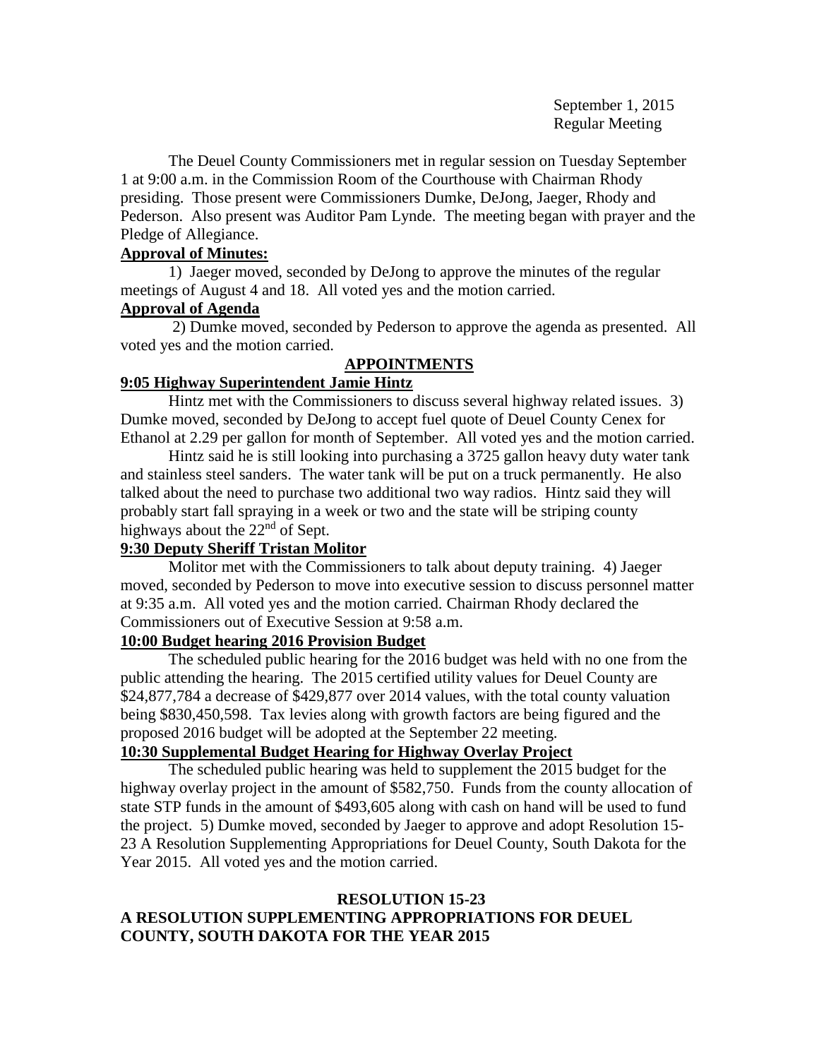September 1, 2015
Regular Meeting

The Deuel County Commissioners met in regular session on Tuesday September 1 at 9:00 a.m. in the Commission Room of the Courthouse with Chairman Rhody presiding. Those present were Commissioners Dumke, DeJong, Jaeger, Rhody and Pederson. Also present was Auditor Pam Lynde. The meeting began with prayer and the Pledge of Allegiance.

**Approval of Minutes:**

1) Jaeger moved, seconded by DeJong to approve the minutes of the regular meetings of August 4 and 18. All voted yes and the motion carried.

**Approval of Agenda**

2) Dumke moved, seconded by Pederson to approve the agenda as presented. All voted yes and the motion carried.

**APPOINTMENTS**

**9:05 Highway Superintendent Jamie Hintz**

Hintz met with the Commissioners to discuss several highway related issues. 3) Dumke moved, seconded by DeJong to accept fuel quote of Deuel County Cenex for Ethanol at 2.29 per gallon for month of September. All voted yes and the motion carried.

Hintz said he is still looking into purchasing a 3725 gallon heavy duty water tank and stainless steel sanders. The water tank will be put on a truck permanently. He also talked about the need to purchase two additional two way radios. Hintz said they will probably start fall spraying in a week or two and the state will be striping county highways about the 22nd of Sept.

**9:30 Deputy Sheriff Tristan Molitor**

Molitor met with the Commissioners to talk about deputy training. 4) Jaeger moved, seconded by Pederson to move into executive session to discuss personnel matter at 9:35 a.m. All voted yes and the motion carried. Chairman Rhody declared the Commissioners out of Executive Session at 9:58 a.m.

**10:00 Budget hearing 2016 Provision Budget**

The scheduled public hearing for the 2016 budget was held with no one from the public attending the hearing. The 2015 certified utility values for Deuel County are $24,877,784 a decrease of $429,877 over 2014 values, with the total county valuation being $830,450,598. Tax levies along with growth factors are being figured and the proposed 2016 budget will be adopted at the September 22 meeting.

**10:30 Supplemental Budget Hearing for Highway Overlay Project**

The scheduled public hearing was held to supplement the 2015 budget for the highway overlay project in the amount of $582,750. Funds from the county allocation of state STP funds in the amount of $493,605 along with cash on hand will be used to fund the project. 5) Dumke moved, seconded by Jaeger to approve and adopt Resolution 15-23 A Resolution Supplementing Appropriations for Deuel County, South Dakota for the Year 2015. All voted yes and the motion carried.

**RESOLUTION 15-23**

**A RESOLUTION SUPPLEMENTING APPROPRIATIONS FOR DEUEL COUNTY, SOUTH DAKOTA FOR THE YEAR 2015**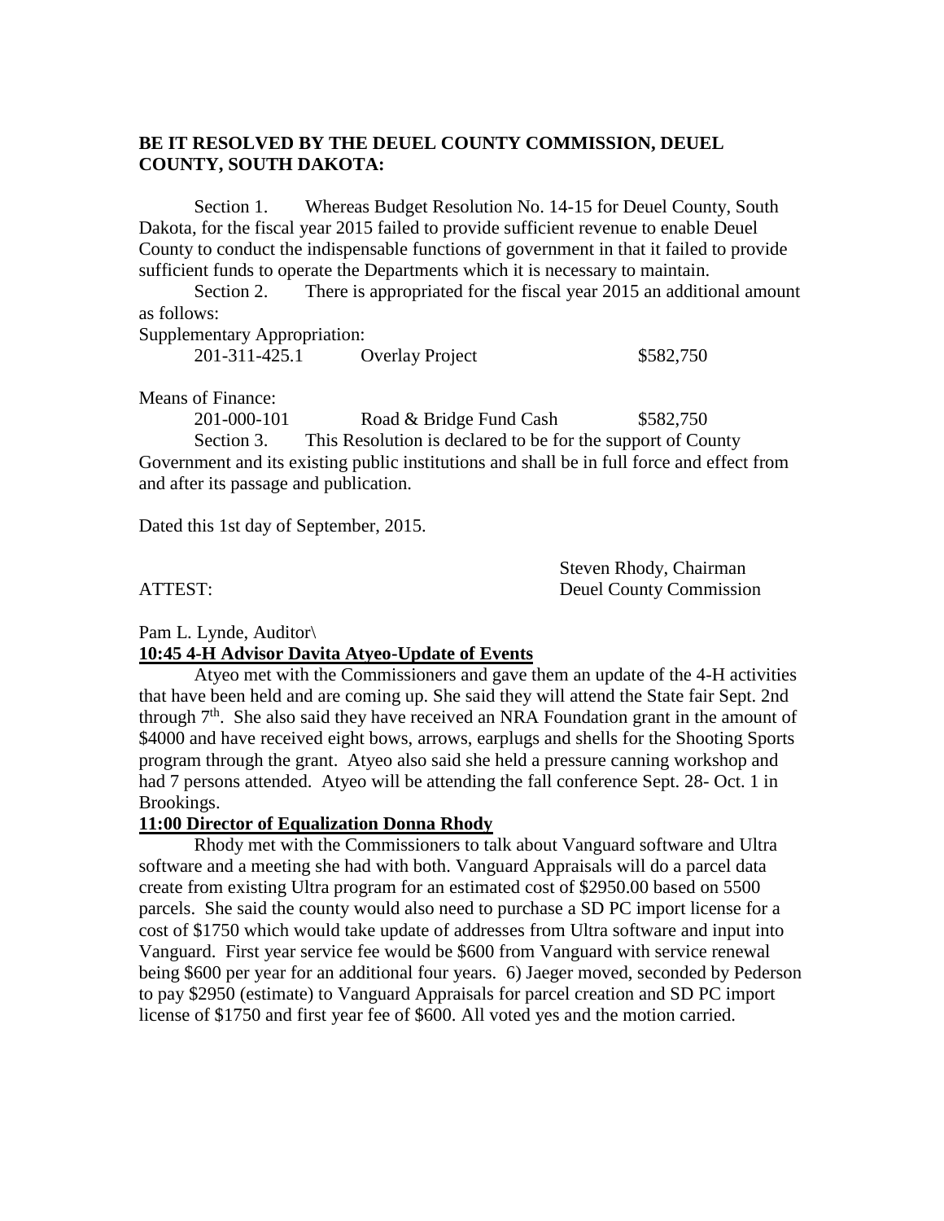**BE IT RESOLVED BY THE DEUEL COUNTY COMMISSION, DEUEL COUNTY, SOUTH DAKOTA:**

Section 1. Whereas Budget Resolution No. 14-15 for Deuel County, South Dakota, for the fiscal year 2015 failed to provide sufficient revenue to enable Deuel County to conduct the indispensable functions of government in that it failed to provide sufficient funds to operate the Departments which it is necessary to maintain.

Section 2. There is appropriated for the fiscal year 2015 an additional amount as follows:

Supplementary Appropriation:

| | | |
|---|---|---|
| 201-311-425.1 | Overlay Project | $582,750 |

Means of Finance:

| | | |
|---|---|---|
| 201-000-101 | Road & Bridge Fund Cash | $582,750 |

Section 3. This Resolution is declared to be for the support of County Government and its existing public institutions and shall be in full force and effect from and after its passage and publication.

Dated this 1st day of September, 2015.

Steven Rhody, Chairman
Deuel County Commission

ATTEST:

Pam L. Lynde, Auditor\

**10:45 4-H Advisor Davita Atyeo-Update of Events**

Atyeo met with the Commissioners and gave them an update of the 4-H activities that have been held and are coming up. She said they will attend the State fair Sept. 2nd through 7th. She also said they have received an NRA Foundation grant in the amount of $4000 and have received eight bows, arrows, earplugs and shells for the Shooting Sports program through the grant. Atyeo also said she held a pressure canning workshop and had 7 persons attended. Atyeo will be attending the fall conference Sept. 28- Oct. 1 in Brookings.

**11:00 Director of Equalization Donna Rhody**

Rhody met with the Commissioners to talk about Vanguard software and Ultra software and a meeting she had with both. Vanguard Appraisals will do a parcel data create from existing Ultra program for an estimated cost of $2950.00 based on 5500 parcels. She said the county would also need to purchase a SD PC import license for a cost of $1750 which would take update of addresses from Ultra software and input into Vanguard. First year service fee would be $600 from Vanguard with service renewal being $600 per year for an additional four years. 6) Jaeger moved, seconded by Pederson to pay $2950 (estimate) to Vanguard Appraisals for parcel creation and SD PC import license of $1750 and first year fee of $600. All voted yes and the motion carried.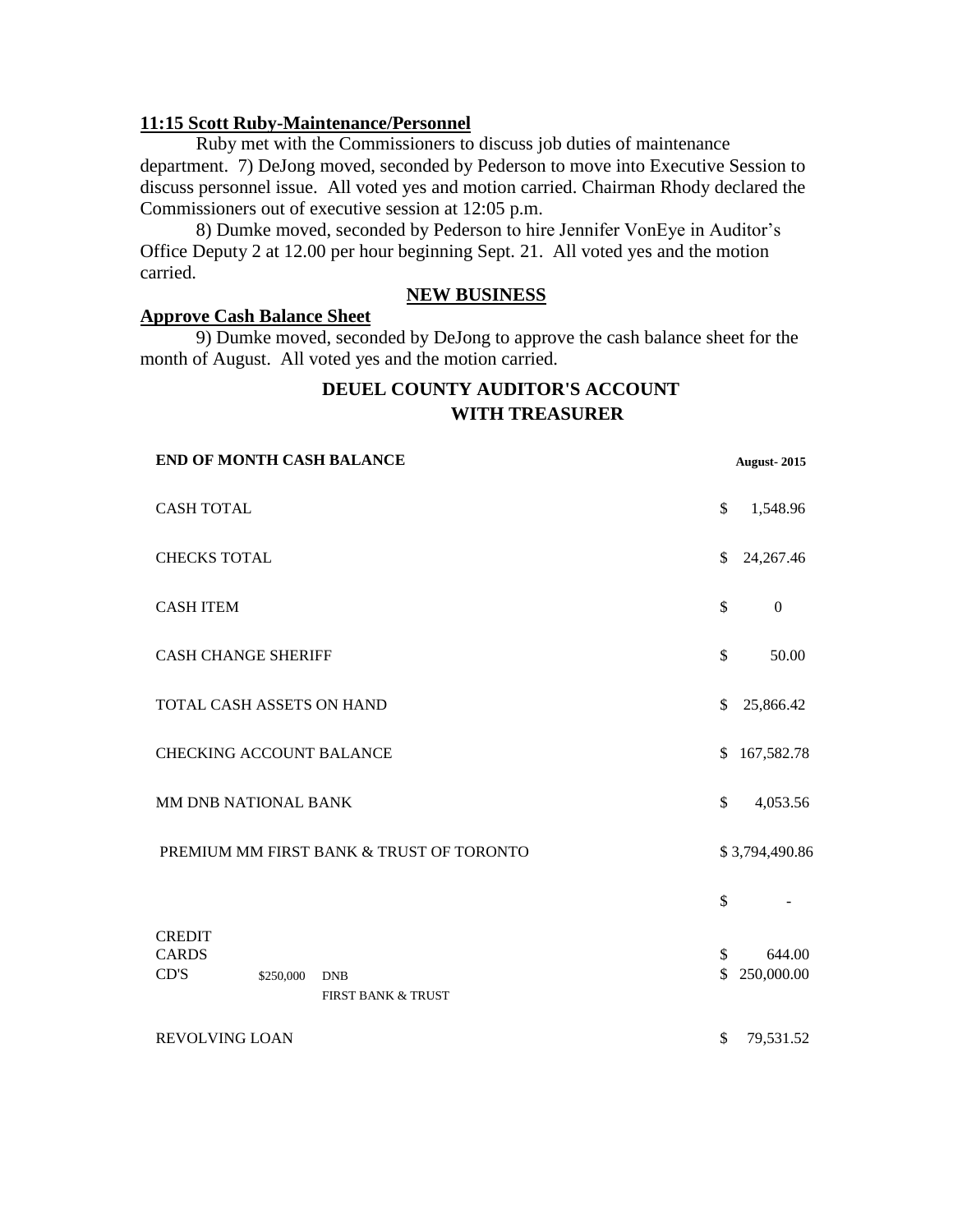**11:15 Scott Ruby-Maintenance/Personnel**

Ruby met with the Commissioners to discuss job duties of maintenance department. 7) DeJong moved, seconded by Pederson to move into Executive Session to discuss personnel issue. All voted yes and motion carried. Chairman Rhody declared the Commissioners out of executive session at 12:05 p.m.

8) Dumke moved, seconded by Pederson to hire Jennifer VonEye in Auditor's Office Deputy 2 at 12.00 per hour beginning Sept. 21. All voted yes and the motion carried.

**NEW BUSINESS**

**Approve Cash Balance Sheet**

9) Dumke moved, seconded by DeJong to approve the cash balance sheet for the month of August. All voted yes and the motion carried.

## DEUEL COUNTY AUDITOR'S ACCOUNT WITH TREASURER

| **END OF MONTH CASH BALANCE** | | | **August- 2015** |
|---|---|---|---|
| CASH TOTAL | | | $ 1,548.96 |
| CHECKS TOTAL | | | $ 24,267.46 |
| CASH ITEM | | | $ 0 |
| CASH CHANGE SHERIFF | | | $ 50.00 |
| TOTAL CASH ASSETS ON HAND | | | $ 25,866.42 |
| CHECKING ACCOUNT BALANCE | | | $ 167,582.78 |
| MM DNB NATIONAL BANK | | | $ 4,053.56 |
| PREMIUM MM FIRST BANK & TRUST OF TORONTO | | | $ 3,794,490.86 |
| | | | $ - |
| CREDIT CARDS | | | $ 644.00 |
| CD'S | $250,000 | DNB | $ 250,000.00 |
| | | FIRST BANK & TRUST | |
| REVOLVING LOAN | | | $ 79,531.52 |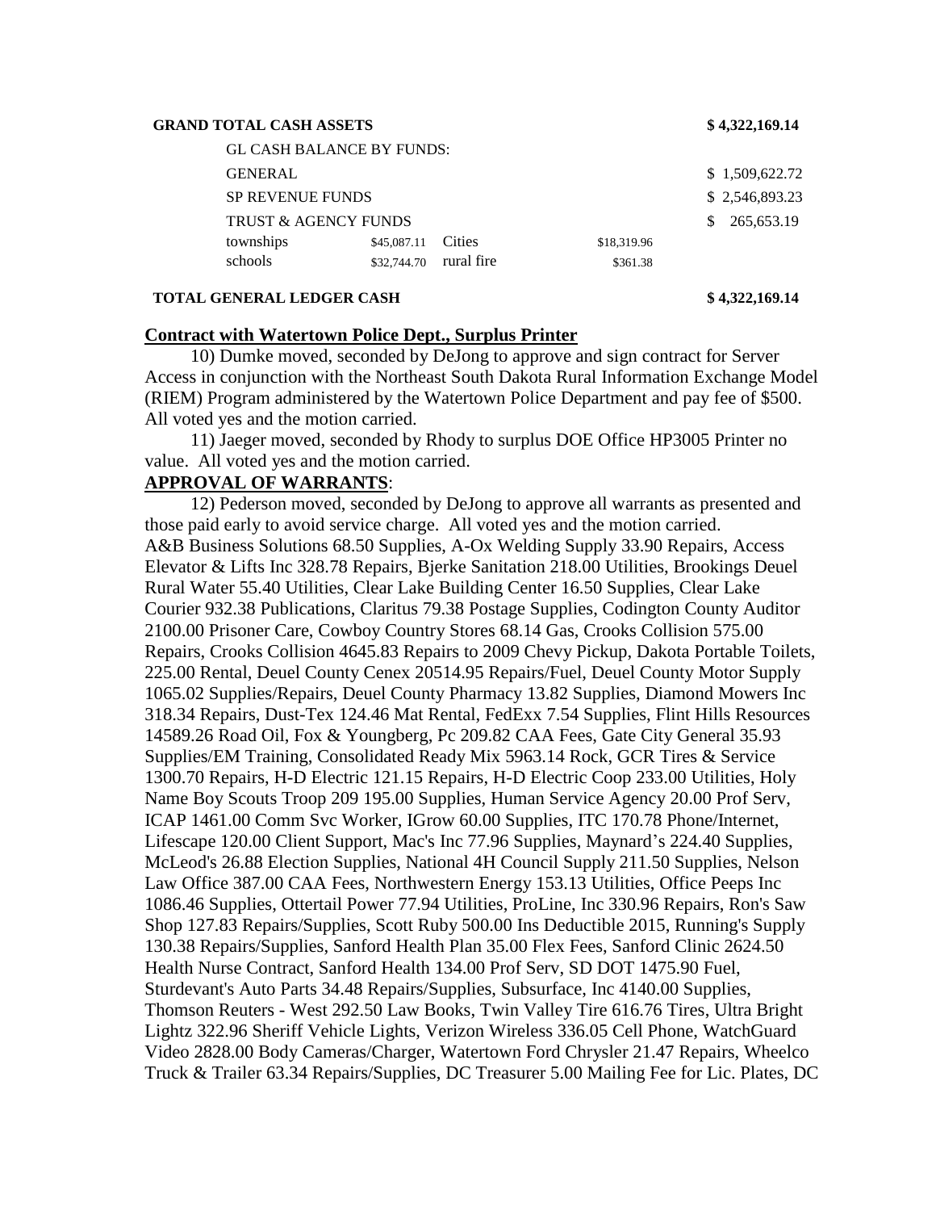| GRAND TOTAL CASH ASSETS | | | | $ 4,322,169.14 |
|---|---|---|---|---|
| GL CASH BALANCE BY FUNDS: | | | | |
| GENERAL | | | | $ 1,509,622.72 |
| SP REVENUE FUNDS | | | | $ 2,546,893.23 |
| TRUST & AGENCY FUNDS | | | | $ 265,653.19 |
| townships | $45,087.11 | Cities | $18,319.96 | |
| schools | $32,744.70 | rural fire | $361.38 | |
| **TOTAL GENERAL LEDGER CASH** | | | | **$ 4,322,169.14** |

**Contract with Watertown Police Dept., Surplus Printer**

10) Dumke moved, seconded by DeJong to approve and sign contract for Server Access in conjunction with the Northeast South Dakota Rural Information Exchange Model (RIEM) Program administered by the Watertown Police Department and pay fee of $500. All voted yes and the motion carried.

11) Jaeger moved, seconded by Rhody to surplus DOE Office HP3005 Printer no value. All voted yes and the motion carried.

**APPROVAL OF WARRANTS**:

12) Pederson moved, seconded by DeJong to approve all warrants as presented and those paid early to avoid service charge. All voted yes and the motion carried. A&B Business Solutions 68.50 Supplies, A-Ox Welding Supply 33.90 Repairs, Access Elevator & Lifts Inc 328.78 Repairs, Bjerke Sanitation 218.00 Utilities, Brookings Deuel Rural Water 55.40 Utilities, Clear Lake Building Center 16.50 Supplies, Clear Lake Courier 932.38 Publications, Claritus 79.38 Postage Supplies, Codington County Auditor 2100.00 Prisoner Care, Cowboy Country Stores 68.14 Gas, Crooks Collision 575.00 Repairs, Crooks Collision 4645.83 Repairs to 2009 Chevy Pickup, Dakota Portable Toilets, 225.00 Rental, Deuel County Cenex 20514.95 Repairs/Fuel, Deuel County Motor Supply 1065.02 Supplies/Repairs, Deuel County Pharmacy 13.82 Supplies, Diamond Mowers Inc 318.34 Repairs, Dust-Tex 124.46 Mat Rental, FedExx 7.54 Supplies, Flint Hills Resources 14589.26 Road Oil, Fox & Youngberg, Pc 209.82 CAA Fees, Gate City General 35.93 Supplies/EM Training, Consolidated Ready Mix 5963.14 Rock, GCR Tires & Service 1300.70 Repairs, H-D Electric 121.15 Repairs, H-D Electric Coop 233.00 Utilities, Holy Name Boy Scouts Troop 209 195.00 Supplies, Human Service Agency 20.00 Prof Serv, ICAP 1461.00 Comm Svc Worker, IGrow 60.00 Supplies, ITC 170.78 Phone/Internet, Lifescape 120.00 Client Support, Mac's Inc 77.96 Supplies, Maynard's 224.40 Supplies, McLeod's 26.88 Election Supplies, National 4H Council Supply 211.50 Supplies, Nelson Law Office 387.00 CAA Fees, Northwestern Energy 153.13 Utilities, Office Peeps Inc 1086.46 Supplies, Ottertail Power 77.94 Utilities, ProLine, Inc 330.96 Repairs, Ron's Saw Shop 127.83 Repairs/Supplies, Scott Ruby 500.00 Ins Deductible 2015, Running's Supply 130.38 Repairs/Supplies, Sanford Health Plan 35.00 Flex Fees, Sanford Clinic 2624.50 Health Nurse Contract, Sanford Health 134.00 Prof Serv, SD DOT 1475.90 Fuel, Sturdevant's Auto Parts 34.48 Repairs/Supplies, Subsurface, Inc 4140.00 Supplies, Thomson Reuters - West 292.50 Law Books, Twin Valley Tire 616.76 Tires, Ultra Bright Lightz 322.96 Sheriff Vehicle Lights, Verizon Wireless 336.05 Cell Phone, WatchGuard Video 2828.00 Body Cameras/Charger, Watertown Ford Chrysler 21.47 Repairs, Wheelco Truck & Trailer 63.34 Repairs/Supplies, DC Treasurer 5.00 Mailing Fee for Lic. Plates, DC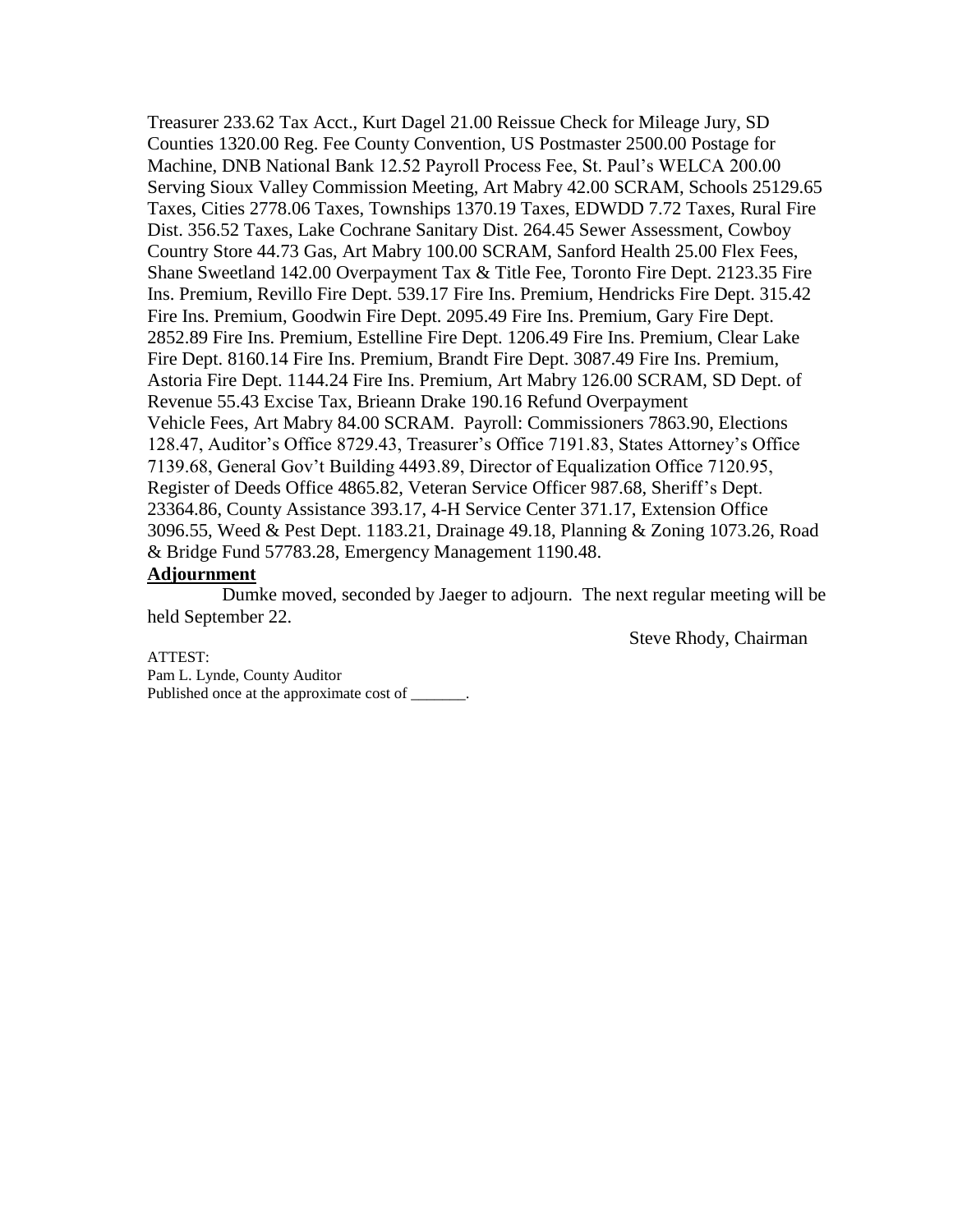Treasurer 233.62 Tax Acct., Kurt Dagel 21.00 Reissue Check for Mileage Jury, SD Counties 1320.00 Reg. Fee County Convention, US Postmaster 2500.00 Postage for Machine, DNB National Bank 12.52 Payroll Process Fee, St. Paul's WELCA 200.00 Serving Sioux Valley Commission Meeting, Art Mabry 42.00 SCRAM, Schools 25129.65 Taxes, Cities 2778.06 Taxes, Townships 1370.19 Taxes, EDWDD 7.72 Taxes, Rural Fire Dist. 356.52 Taxes, Lake Cochrane Sanitary Dist. 264.45 Sewer Assessment, Cowboy Country Store 44.73 Gas, Art Mabry 100.00 SCRAM, Sanford Health 25.00 Flex Fees, Shane Sweetland 142.00 Overpayment Tax & Title Fee, Toronto Fire Dept. 2123.35 Fire Ins. Premium, Revillo Fire Dept. 539.17 Fire Ins. Premium, Hendricks Fire Dept. 315.42 Fire Ins. Premium, Goodwin Fire Dept. 2095.49 Fire Ins. Premium, Gary Fire Dept. 2852.89 Fire Ins. Premium, Estelline Fire Dept. 1206.49 Fire Ins. Premium, Clear Lake Fire Dept. 8160.14 Fire Ins. Premium, Brandt Fire Dept. 3087.49 Fire Ins. Premium, Astoria Fire Dept. 1144.24 Fire Ins. Premium, Art Mabry 126.00 SCRAM, SD Dept. of Revenue 55.43 Excise Tax, Brieann Drake 190.16 Refund Overpayment Vehicle Fees, Art Mabry 84.00 SCRAM. Payroll: Commissioners 7863.90, Elections 128.47, Auditor's Office 8729.43, Treasurer's Office 7191.83, States Attorney's Office 7139.68, General Gov't Building 4493.89, Director of Equalization Office 7120.95, Register of Deeds Office 4865.82, Veteran Service Officer 987.68, Sheriff's Dept. 23364.86, County Assistance 393.17, 4-H Service Center 371.17, Extension Office 3096.55, Weed & Pest Dept. 1183.21, Drainage 49.18, Planning & Zoning 1073.26, Road & Bridge Fund 57783.28, Emergency Management 1190.48.

**Adjournment**

Dumke moved, seconded by Jaeger to adjourn. The next regular meeting will be held September 22.

Steve Rhody, Chairman

ATTEST:
Pam L. Lynde, County Auditor
Published once at the approximate cost of _______.